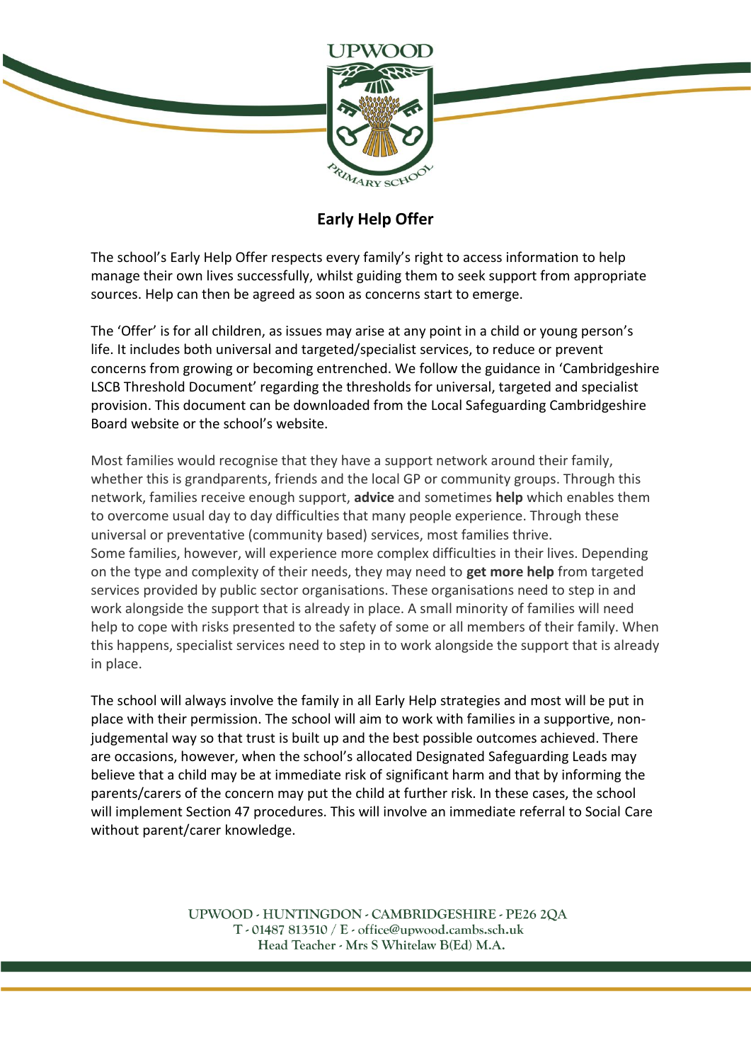# Early Help Offer

The school's Early Help Offer respects every family's right to access information to help manage their own lives successfully, whilst guiding them to seek support from appropriate sources. Help can then be agreed as soon as concerns start to emerge.

The 'Offer' is for all children, as issues may arise at any point in a child or young person's life. It includes both universal and targeted/specialist services, to reduce or prevent concerns from growing or becoming entrenched. We follow the guidance in 'Cambridgeshire LSCB Threshold Document' regarding the thresholds for universal, targeted and specialist provision. This document can be downloaded from the Local Safeguarding Cambridgeshire Board website or the school's website.

Most families would recognise that they have a support network around their family, whether this is grandparents, friends and the local GP or community groups. Through this network, families receive enough support, **advice** and sometimes **help** which enables them to overcome usual day to day difficulties that many people experience. Through these universal or preventative (community based) services, most families thrive.
Some families, however, will experience more complex difficulties in their lives. Depending on the type and complexity of their needs, they may need to **get more help** from targeted services provided by public sector organisations. These organisations need to step in and work alongside the support that is already in place. A small minority of families will need help to cope with risks presented to the safety of some or all members of their family. When this happens, specialist services need to step in to work alongside the support that is already in place.

The school will always involve the family in all Early Help strategies and most will be put in place with their permission. The school will aim to work with families in a supportive, non-judgemental way so that trust is built up and the best possible outcomes achieved. There are occasions, however, when the school's allocated Designated Safeguarding Leads may believe that a child may be at immediate risk of significant harm and that by informing the parents/carers of the concern may put the child at further risk. In these cases, the school will implement Section 47 procedures. This will involve an immediate referral to Social Care without parent/carer knowledge.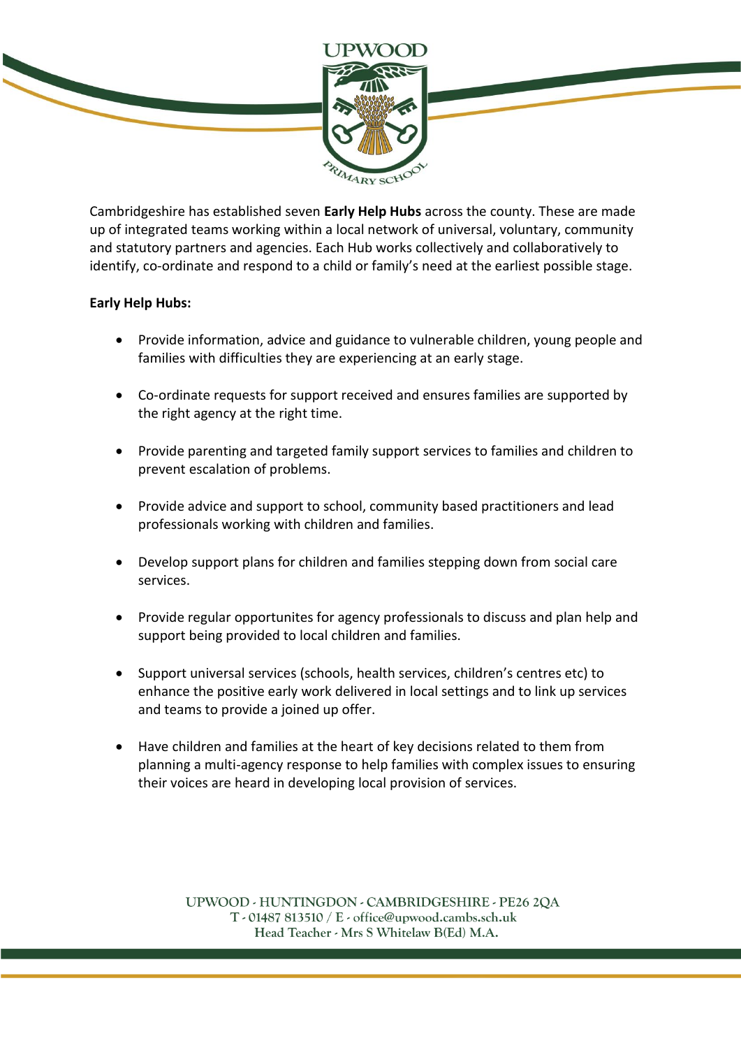Cambridgeshire has established seven **Early Help Hubs** across the county. These are made up of integrated teams working within a local network of universal, voluntary, community and statutory partners and agencies. Each Hub works collectively and collaboratively to identify, co-ordinate and respond to a child or family's need at the earliest possible stage.

**Early Help Hubs:**

- Provide information, advice and guidance to vulnerable children, young people and families with difficulties they are experiencing at an early stage.
- Co-ordinate requests for support received and ensures families are supported by the right agency at the right time.
- Provide parenting and targeted family support services to families and children to prevent escalation of problems.
- Provide advice and support to school, community based practitioners and lead professionals working with children and families.
- Develop support plans for children and families stepping down from social care services.
- Provide regular opportunites for agency professionals to discuss and plan help and support being provided to local children and families.
- Support universal services (schools, health services, children's centres etc) to enhance the positive early work delivered in local settings and to link up services and teams to provide a joined up offer.
- Have children and families at the heart of key decisions related to them from planning a multi-agency response to help families with complex issues to ensuring their voices are heard in developing local provision of services.